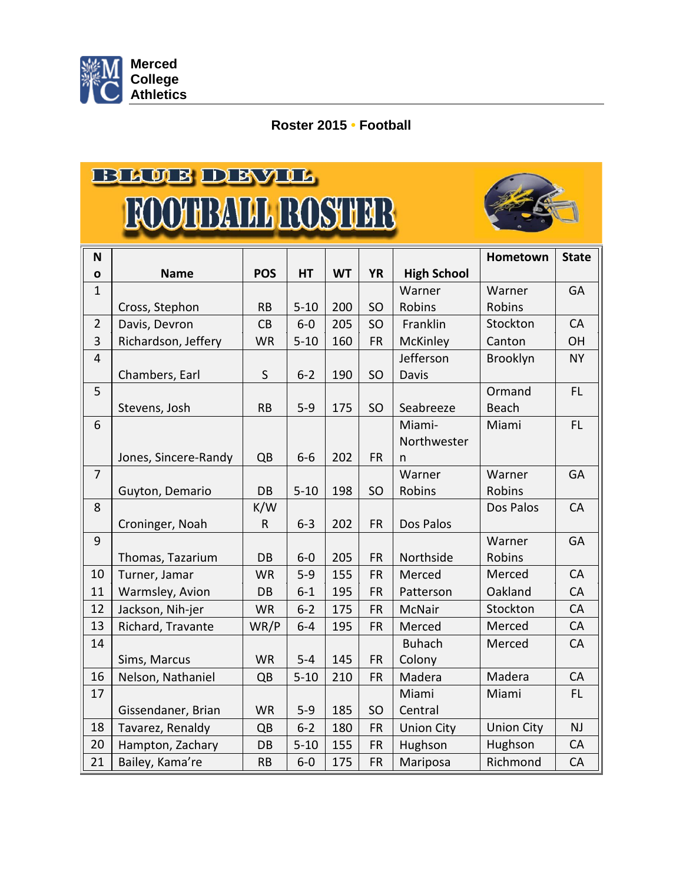**Merced College Athletics**

## Roster 2015 • Football

# BLUE DEVIL FOOTBALL ROSTER

| No | Name | POS | HT | WT | YR | High School | Hometown | State |
|---|---|---|---|---|---|---|---|---|
| 1 | Cross, Stephon | RB | 5-10 | 200 | SO | Warner Robins | Warner Robins | GA |
| 2 | Davis, Devron | CB | 6-0 | 205 | SO | Franklin | Stockton | CA |
| 3 | Richardson, Jeffery | WR | 5-10 | 160 | FR | McKinley | Canton | OH |
| 4 | Chambers, Earl | S | 6-2 | 190 | SO | Jefferson Davis | Brooklyn | NY |
| 5 | Stevens, Josh | RB | 5-9 | 175 | SO | Seabreeze | Ormand Beach | FL |
| 6 | Jones, Sincere-Randy | QB | 6-6 | 202 | FR | Miami-Northwestern | Miami | FL |
| 7 | Guyton, Demario | DB | 5-10 | 198 | SO | Warner Robins | Warner Robins | GA |
| 8 | Croninger, Noah | K/WR | 6-3 | 202 | FR | Dos Palos | Dos Palos | CA |
| 9 | Thomas, Tazarium | DB | 6-0 | 205 | FR | Northside | Warner Robins | GA |
| 10 | Turner, Jamar | WR | 5-9 | 155 | FR | Merced | Merced | CA |
| 11 | Warmsley, Avion | DB | 6-1 | 195 | FR | Patterson | Oakland | CA |
| 12 | Jackson, Nih-jer | WR | 6-2 | 175 | FR | McNair | Stockton | CA |
| 13 | Richard, Travante | WR/P | 6-4 | 195 | FR | Merced | Merced | CA |
| 14 | Sims, Marcus | WR | 5-4 | 145 | FR | Buhach Colony | Merced | CA |
| 16 | Nelson, Nathaniel | QB | 5-10 | 210 | FR | Madera | Madera | CA |
| 17 | Gissendaner, Brian | WR | 5-9 | 185 | SO | Miami Central | Miami | FL |
| 18 | Tavarez, Renaldy | QB | 6-2 | 180 | FR | Union City | Union City | NJ |
| 20 | Hampton, Zachary | DB | 5-10 | 155 | FR | Hughson | Hughson | CA |
| 21 | Bailey, Kama're | RB | 6-0 | 175 | FR | Mariposa | Richmond | CA |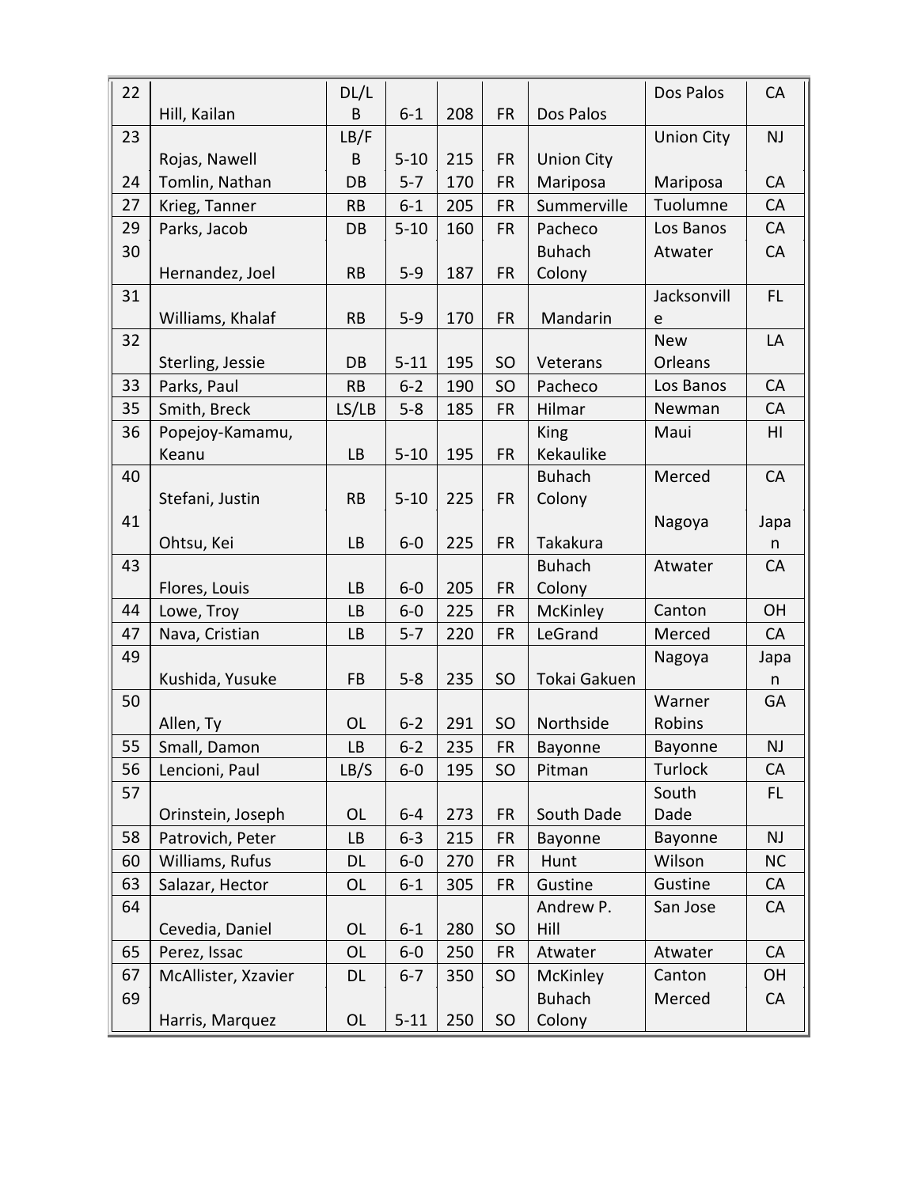| 22 | Hill, Kailan | DL/LB | 6-1 | 208 | FR | Dos Palos | Dos Palos | CA |
|---|---|---|---|---|---|---|---|---|
| 23 | Rojas, Nawell | LB/FB | 5-10 | 215 | FR | Union City | Union City | NJ |
| 24 | Tomlin, Nathan | DB | 5-7 | 170 | FR | Mariposa | Mariposa | CA |
| 27 | Krieg, Tanner | RB | 6-1 | 205 | FR | Summerville | Tuolumne | CA |
| 29 | Parks, Jacob | DB | 5-10 | 160 | FR | Pacheco | Los Banos | CA |
| 30 | Hernandez, Joel | RB | 5-9 | 187 | FR | Buhach Colony | Atwater | CA |
| 31 | Williams, Khalaf | RB | 5-9 | 170 | FR | Mandarin | Jacksonville | FL |
| 32 | Sterling, Jessie | DB | 5-11 | 195 | SO | Veterans | New Orleans | LA |
| 33 | Parks, Paul | RB | 6-2 | 190 | SO | Pacheco | Los Banos | CA |
| 35 | Smith, Breck | LS/LB | 5-8 | 185 | FR | Hilmar | Newman | CA |
| 36 | Popejoy-Kamamu, Keanu | LB | 5-10 | 195 | FR | King Kekaulike | Maui | HI |
| 40 | Stefani, Justin | RB | 5-10 | 225 | FR | Buhach Colony | Merced | CA |
| 41 | Ohtsu, Kei | LB | 6-0 | 225 | FR | Takakura | Nagoya | Japan |
| 43 | Flores, Louis | LB | 6-0 | 205 | FR | Buhach Colony | Atwater | CA |
| 44 | Lowe, Troy | LB | 6-0 | 225 | FR | McKinley | Canton | OH |
| 47 | Nava, Cristian | LB | 5-7 | 220 | FR | LeGrand | Merced | CA |
| 49 | Kushida, Yusuke | FB | 5-8 | 235 | SO | Tokai Gakuen | Nagoya | Japan |
| 50 | Allen, Ty | OL | 6-2 | 291 | SO | Northside | Warner Robins | GA |
| 55 | Small, Damon | LB | 6-2 | 235 | FR | Bayonne | Bayonne | NJ |
| 56 | Lencioni, Paul | LB/S | 6-0 | 195 | SO | Pitman | Turlock | CA |
| 57 | Orinstein, Joseph | OL | 6-4 | 273 | FR | South Dade | South Dade | FL |
| 58 | Patrovich, Peter | LB | 6-3 | 215 | FR | Bayonne | Bayonne | NJ |
| 60 | Williams, Rufus | DL | 6-0 | 270 | FR | Hunt | Wilson | NC |
| 63 | Salazar, Hector | OL | 6-1 | 305 | FR | Gustine | Gustine | CA |
| 64 | Cevedia, Daniel | OL | 6-1 | 280 | SO | Andrew P. Hill | San Jose | CA |
| 65 | Perez, Issac | OL | 6-0 | 250 | FR | Atwater | Atwater | CA |
| 67 | McAllister, Xzavier | DL | 6-7 | 350 | SO | McKinley | Canton | OH |
| 69 | Harris, Marquez | OL | 5-11 | 250 | SO | Buhach Colony | Merced | CA |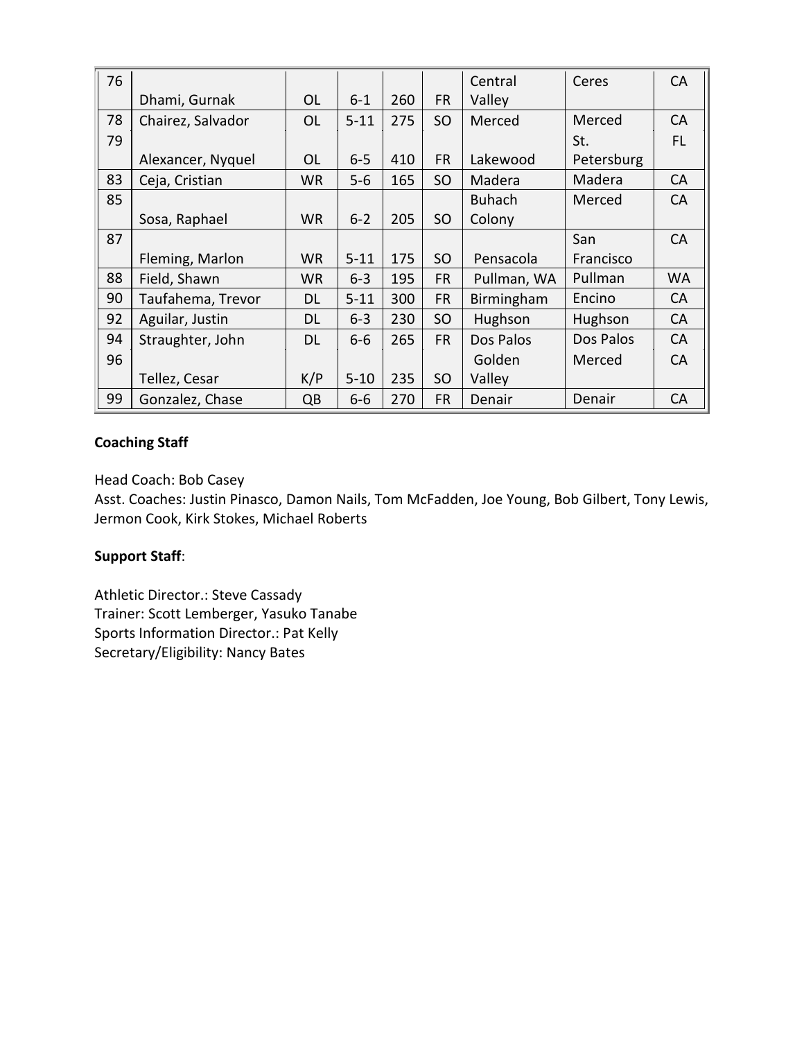| | | | | | | | | |
|---|---|---|---|---|---|---|---|---|
| 76 | Dhami, Gurnak | OL | 6-1 | 260 | FR | Central Valley | Ceres | CA |
| 78 | Chairez, Salvador | OL | 5-11 | 275 | SO | Merced | Merced | CA |
| 79 | Alexancer, Nyquel | OL | 6-5 | 410 | FR | Lakewood | St. Petersburg | FL |
| 83 | Ceja, Cristian | WR | 5-6 | 165 | SO | Madera | Madera | CA |
| 85 | Sosa, Raphael | WR | 6-2 | 205 | SO | Buhach Colony | Merced | CA |
| 87 | Fleming, Marlon | WR | 5-11 | 175 | SO | Pensacola | San Francisco | CA |
| 88 | Field, Shawn | WR | 6-3 | 195 | FR | Pullman, WA | Pullman | WA |
| 90 | Taufahema, Trevor | DL | 5-11 | 300 | FR | Birmingham | Encino | CA |
| 92 | Aguilar, Justin | DL | 6-3 | 230 | SO | Hughson | Hughson | CA |
| 94 | Straughter, John | DL | 6-6 | 265 | FR | Dos Palos | Dos Palos | CA |
| 96 | Tellez, Cesar | K/P | 5-10 | 235 | SO | Golden Valley | Merced | CA |
| 99 | Gonzalez, Chase | QB | 6-6 | 270 | FR | Denair | Denair | CA |

**Coaching Staff**

Head Coach: Bob Casey
Asst. Coaches: Justin Pinasco, Damon Nails, Tom McFadden, Joe Young, Bob Gilbert, Tony Lewis, Jermon Cook, Kirk Stokes, Michael Roberts

**Support Staff**:

Athletic Director.: Steve Cassady
Trainer: Scott Lemberger, Yasuko Tanabe
Sports Information Director.: Pat Kelly
Secretary/Eligibility: Nancy Bates